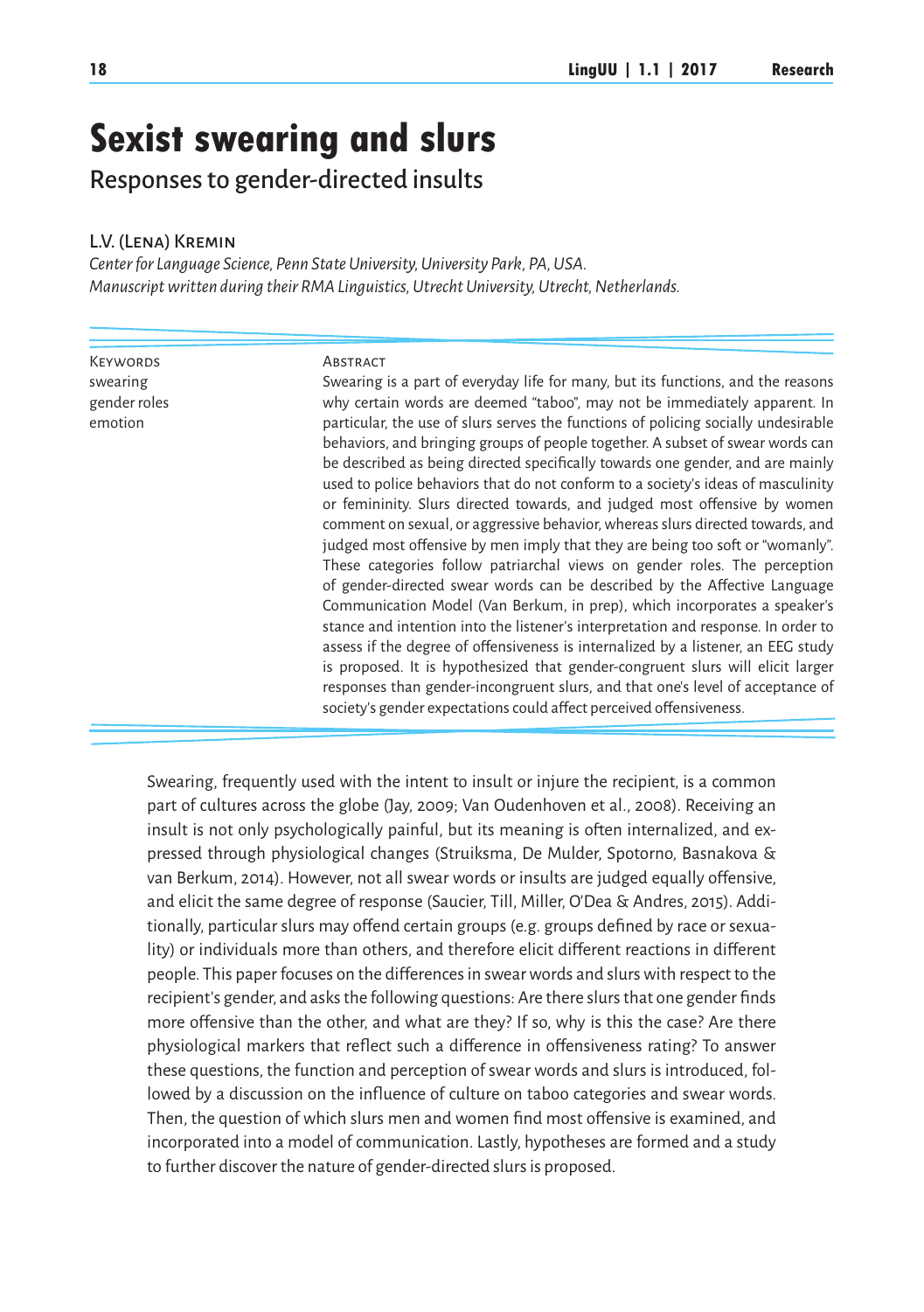# Sexist swearing and slurs

## Responses to gender-directed insults

L.V. (Lena) Kremin

*Center for Language Science, Penn State University, University Park, PA, USA.*
*Manuscript written during their RMA Linguistics, Utrecht University, Utrecht, Netherlands.*

**Keywords**
swearing
gender roles
emotion

**Abstract**

Swearing is a part of everyday life for many, but its functions, and the reasons why certain words are deemed "taboo", may not be immediately apparent. In particular, the use of slurs serves the functions of policing socially undesirable behaviors, and bringing groups of people together. A subset of swear words can be described as being directed specifically towards one gender, and are mainly used to police behaviors that do not conform to a society's ideas of masculinity or femininity. Slurs directed towards, and judged most offensive by women comment on sexual, or aggressive behavior, whereas slurs directed towards, and judged most offensive by men imply that they are being too soft or "womanly". These categories follow patriarchal views on gender roles. The perception of gender-directed swear words can be described by the Affective Language Communication Model (Van Berkum, in prep), which incorporates a speaker's stance and intention into the listener's interpretation and response. In order to assess if the degree of offensiveness is internalized by a listener, an EEG study is proposed. It is hypothesized that gender-congruent slurs will elicit larger responses than gender-incongruent slurs, and that one's level of acceptance of society's gender expectations could affect perceived offensiveness.

Swearing, frequently used with the intent to insult or injure the recipient, is a common part of cultures across the globe (Jay, 2009; Van Oudenhoven et al., 2008). Receiving an insult is not only psychologically painful, but its meaning is often internalized, and expressed through physiological changes (Struiksma, De Mulder, Spotorno, Basnakova & van Berkum, 2014). However, not all swear words or insults are judged equally offensive, and elicit the same degree of response (Saucier, Till, Miller, O'Dea & Andres, 2015). Additionally, particular slurs may offend certain groups (e.g. groups defined by race or sexuality) or individuals more than others, and therefore elicit different reactions in different people. This paper focuses on the differences in swear words and slurs with respect to the recipient's gender, and asks the following questions: Are there slurs that one gender finds more offensive than the other, and what are they? If so, why is this the case? Are there physiological markers that reflect such a difference in offensiveness rating? To answer these questions, the function and perception of swear words and slurs is introduced, followed by a discussion on the influence of culture on taboo categories and swear words. Then, the question of which slurs men and women find most offensive is examined, and incorporated into a model of communication. Lastly, hypotheses are formed and a study to further discover the nature of gender-directed slurs is proposed.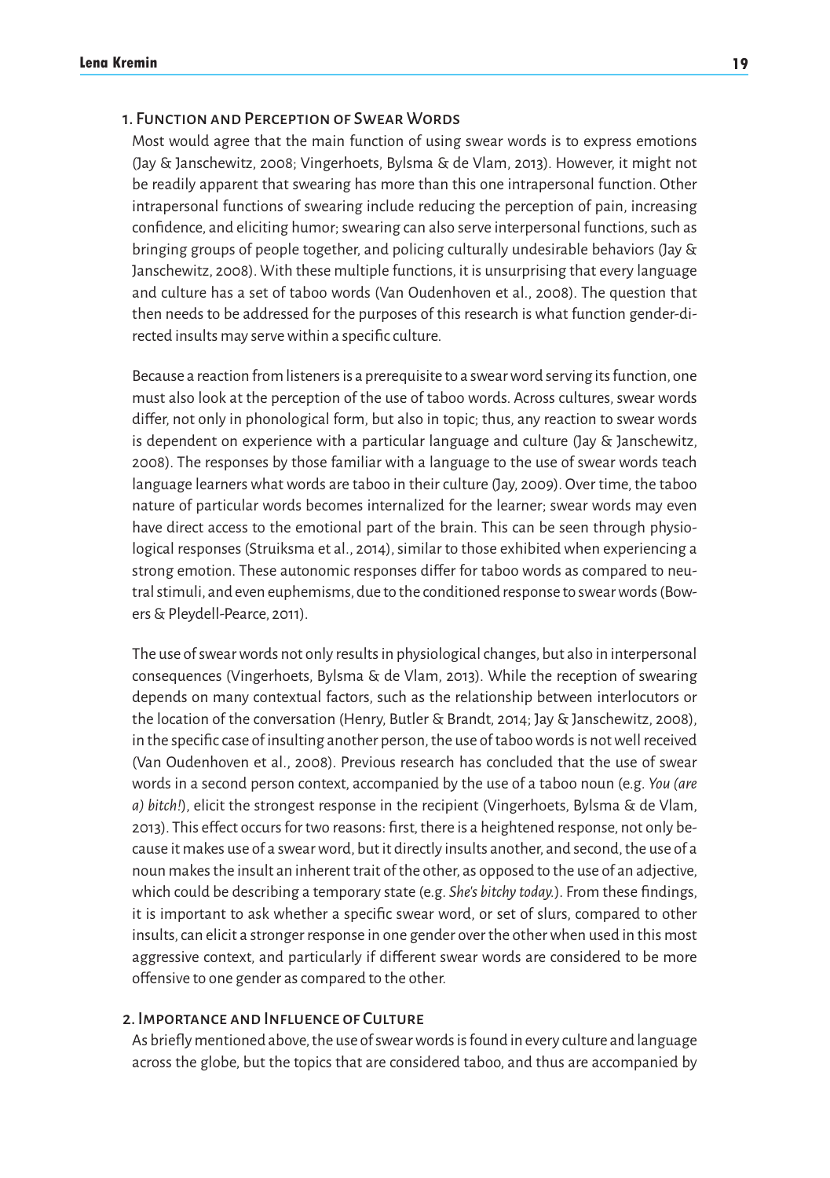## 1. Function and Perception of Swear Words

Most would agree that the main function of using swear words is to express emotions (Jay & Janschewitz, 2008; Vingerhoets, Bylsma & de Vlam, 2013). However, it might not be readily apparent that swearing has more than this one intrapersonal function. Other intrapersonal functions of swearing include reducing the perception of pain, increasing confidence, and eliciting humor; swearing can also serve interpersonal functions, such as bringing groups of people together, and policing culturally undesirable behaviors (Jay & Janschewitz, 2008). With these multiple functions, it is unsurprising that every language and culture has a set of taboo words (Van Oudenhoven et al., 2008). The question that then needs to be addressed for the purposes of this research is what function gender-directed insults may serve within a specific culture.

Because a reaction from listeners is a prerequisite to a swear word serving its function, one must also look at the perception of the use of taboo words. Across cultures, swear words differ, not only in phonological form, but also in topic; thus, any reaction to swear words is dependent on experience with a particular language and culture (Jay & Janschewitz, 2008). The responses by those familiar with a language to the use of swear words teach language learners what words are taboo in their culture (Jay, 2009). Over time, the taboo nature of particular words becomes internalized for the learner; swear words may even have direct access to the emotional part of the brain. This can be seen through physiological responses (Struiksma et al., 2014), similar to those exhibited when experiencing a strong emotion. These autonomic responses differ for taboo words as compared to neutral stimuli, and even euphemisms, due to the conditioned response to swear words (Bowers & Pleydell-Pearce, 2011).

The use of swear words not only results in physiological changes, but also in interpersonal consequences (Vingerhoets, Bylsma & de Vlam, 2013). While the reception of swearing depends on many contextual factors, such as the relationship between interlocutors or the location of the conversation (Henry, Butler & Brandt, 2014; Jay & Janschewitz, 2008), in the specific case of insulting another person, the use of taboo words is not well received (Van Oudenhoven et al., 2008). Previous research has concluded that the use of swear words in a second person context, accompanied by the use of a taboo noun (e.g. *You (are a) bitch!*), elicit the strongest response in the recipient (Vingerhoets, Bylsma & de Vlam, 2013). This effect occurs for two reasons: first, there is a heightened response, not only because it makes use of a swear word, but it directly insults another, and second, the use of a noun makes the insult an inherent trait of the other, as opposed to the use of an adjective, which could be describing a temporary state (e.g. *She's bitchy today.*). From these findings, it is important to ask whether a specific swear word, or set of slurs, compared to other insults, can elicit a stronger response in one gender over the other when used in this most aggressive context, and particularly if different swear words are considered to be more offensive to one gender as compared to the other.

## 2. Importance and Influence of Culture

As briefly mentioned above, the use of swear words is found in every culture and language across the globe, but the topics that are considered taboo, and thus are accompanied by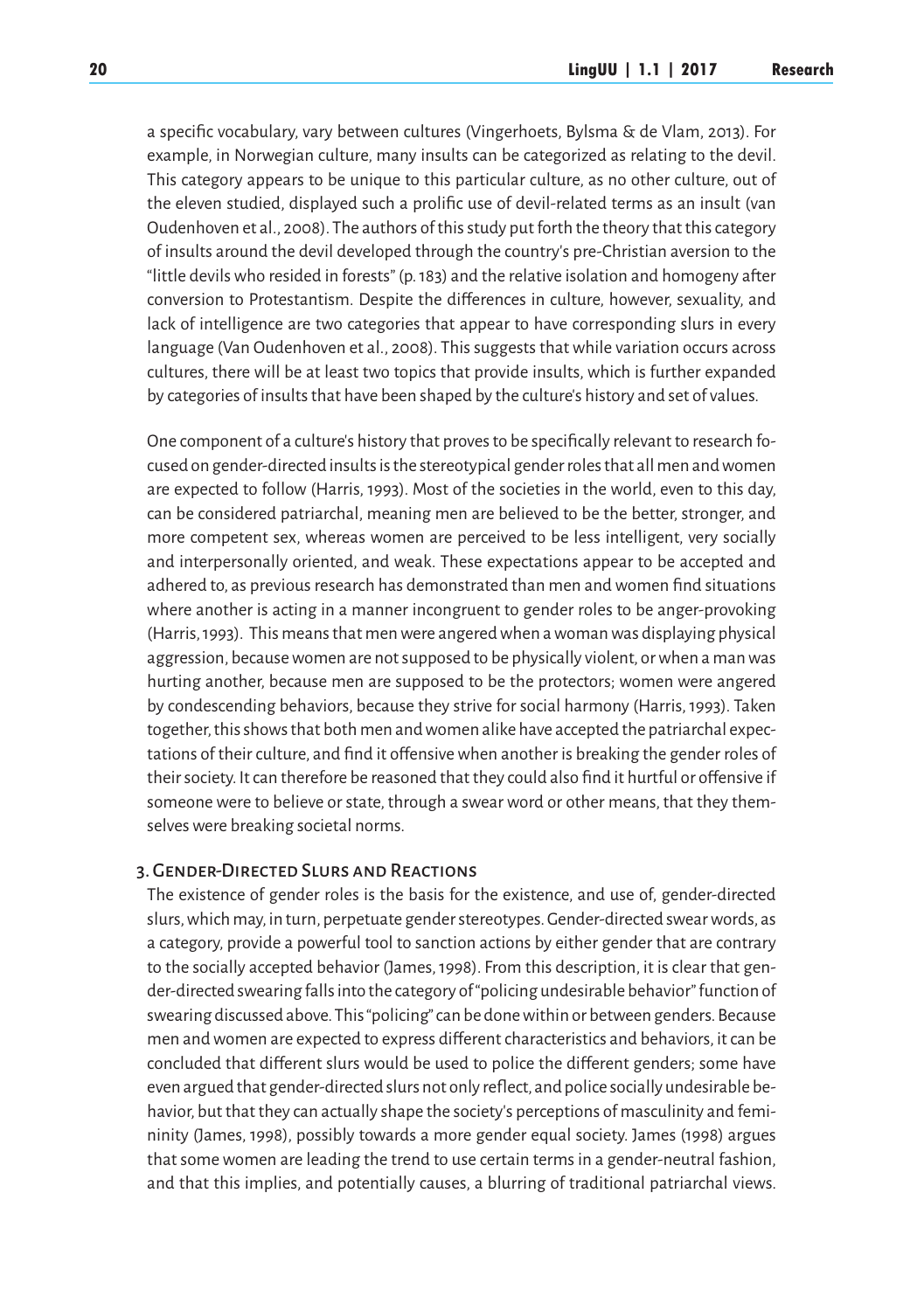a specific vocabulary, vary between cultures (Vingerhoets, Bylsma & de Vlam, 2013). For example, in Norwegian culture, many insults can be categorized as relating to the devil. This category appears to be unique to this particular culture, as no other culture, out of the eleven studied, displayed such a prolific use of devil-related terms as an insult (van Oudenhoven et al., 2008). The authors of this study put forth the theory that this category of insults around the devil developed through the country's pre-Christian aversion to the "little devils who resided in forests" (p. 183) and the relative isolation and homogeny after conversion to Protestantism. Despite the differences in culture, however, sexuality, and lack of intelligence are two categories that appear to have corresponding slurs in every language (Van Oudenhoven et al., 2008). This suggests that while variation occurs across cultures, there will be at least two topics that provide insults, which is further expanded by categories of insults that have been shaped by the culture's history and set of values.

One component of a culture's history that proves to be specifically relevant to research focused on gender-directed insults is the stereotypical gender roles that all men and women are expected to follow (Harris, 1993). Most of the societies in the world, even to this day, can be considered patriarchal, meaning men are believed to be the better, stronger, and more competent sex, whereas women are perceived to be less intelligent, very socially and interpersonally oriented, and weak. These expectations appear to be accepted and adhered to, as previous research has demonstrated than men and women find situations where another is acting in a manner incongruent to gender roles to be anger-provoking (Harris, 1993). This means that men were angered when a woman was displaying physical aggression, because women are not supposed to be physically violent, or when a man was hurting another, because men are supposed to be the protectors; women were angered by condescending behaviors, because they strive for social harmony (Harris, 1993). Taken together, this shows that both men and women alike have accepted the patriarchal expectations of their culture, and find it offensive when another is breaking the gender roles of their society. It can therefore be reasoned that they could also find it hurtful or offensive if someone were to believe or state, through a swear word or other means, that they themselves were breaking societal norms.

## 3. Gender-Directed Slurs and Reactions

The existence of gender roles is the basis for the existence, and use of, gender-directed slurs, which may, in turn, perpetuate gender stereotypes. Gender-directed swear words, as a category, provide a powerful tool to sanction actions by either gender that are contrary to the socially accepted behavior (James, 1998). From this description, it is clear that gender-directed swearing falls into the category of "policing undesirable behavior" function of swearing discussed above. This "policing" can be done within or between genders. Because men and women are expected to express different characteristics and behaviors, it can be concluded that different slurs would be used to police the different genders; some have even argued that gender-directed slurs not only reflect, and police socially undesirable behavior, but that they can actually shape the society's perceptions of masculinity and femininity (James, 1998), possibly towards a more gender equal society. James (1998) argues that some women are leading the trend to use certain terms in a gender-neutral fashion, and that this implies, and potentially causes, a blurring of traditional patriarchal views.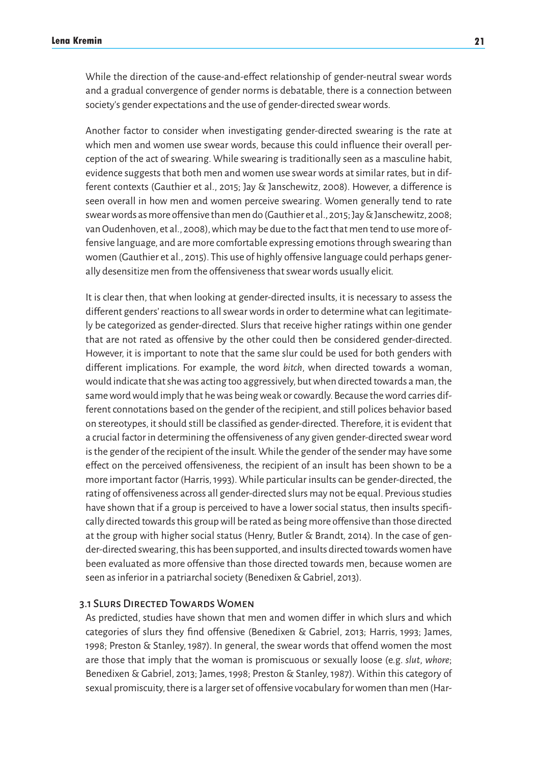While the direction of the cause-and-effect relationship of gender-neutral swear words and a gradual convergence of gender norms is debatable, there is a connection between society's gender expectations and the use of gender-directed swear words.

Another factor to consider when investigating gender-directed swearing is the rate at which men and women use swear words, because this could influence their overall perception of the act of swearing. While swearing is traditionally seen as a masculine habit, evidence suggests that both men and women use swear words at similar rates, but in different contexts (Gauthier et al., 2015; Jay & Janschewitz, 2008). However, a difference is seen overall in how men and women perceive swearing. Women generally tend to rate swear words as more offensive than men do (Gauthier et al., 2015; Jay & Janschewitz, 2008; van Oudenhoven, et al., 2008), which may be due to the fact that men tend to use more offensive language, and are more comfortable expressing emotions through swearing than women (Gauthier et al., 2015). This use of highly offensive language could perhaps generally desensitize men from the offensiveness that swear words usually elicit.

It is clear then, that when looking at gender-directed insults, it is necessary to assess the different genders' reactions to all swear words in order to determine what can legitimately be categorized as gender-directed. Slurs that receive higher ratings within one gender that are not rated as offensive by the other could then be considered gender-directed. However, it is important to note that the same slur could be used for both genders with different implications. For example, the word *bitch*, when directed towards a woman, would indicate that she was acting too aggressively, but when directed towards a man, the same word would imply that he was being weak or cowardly. Because the word carries different connotations based on the gender of the recipient, and still polices behavior based on stereotypes, it should still be classified as gender-directed. Therefore, it is evident that a crucial factor in determining the offensiveness of any given gender-directed swear word is the gender of the recipient of the insult. While the gender of the sender may have some effect on the perceived offensiveness, the recipient of an insult has been shown to be a more important factor (Harris, 1993). While particular insults can be gender-directed, the rating of offensiveness across all gender-directed slurs may not be equal. Previous studies have shown that if a group is perceived to have a lower social status, then insults specifically directed towards this group will be rated as being more offensive than those directed at the group with higher social status (Henry, Butler & Brandt, 2014). In the case of gender-directed swearing, this has been supported, and insults directed towards women have been evaluated as more offensive than those directed towards men, because women are seen as inferior in a patriarchal society (Benedixen & Gabriel, 2013).

### 3.1 Slurs Directed Towards Women

As predicted, studies have shown that men and women differ in which slurs and which categories of slurs they find offensive (Benedixen & Gabriel, 2013; Harris, 1993; James, 1998; Preston & Stanley, 1987). In general, the swear words that offend women the most are those that imply that the woman is promiscuous or sexually loose (e.g. *slut*, *whore*; Benedixen & Gabriel, 2013; James, 1998; Preston & Stanley, 1987). Within this category of sexual promiscuity, there is a larger set of offensive vocabulary for women than men (Har-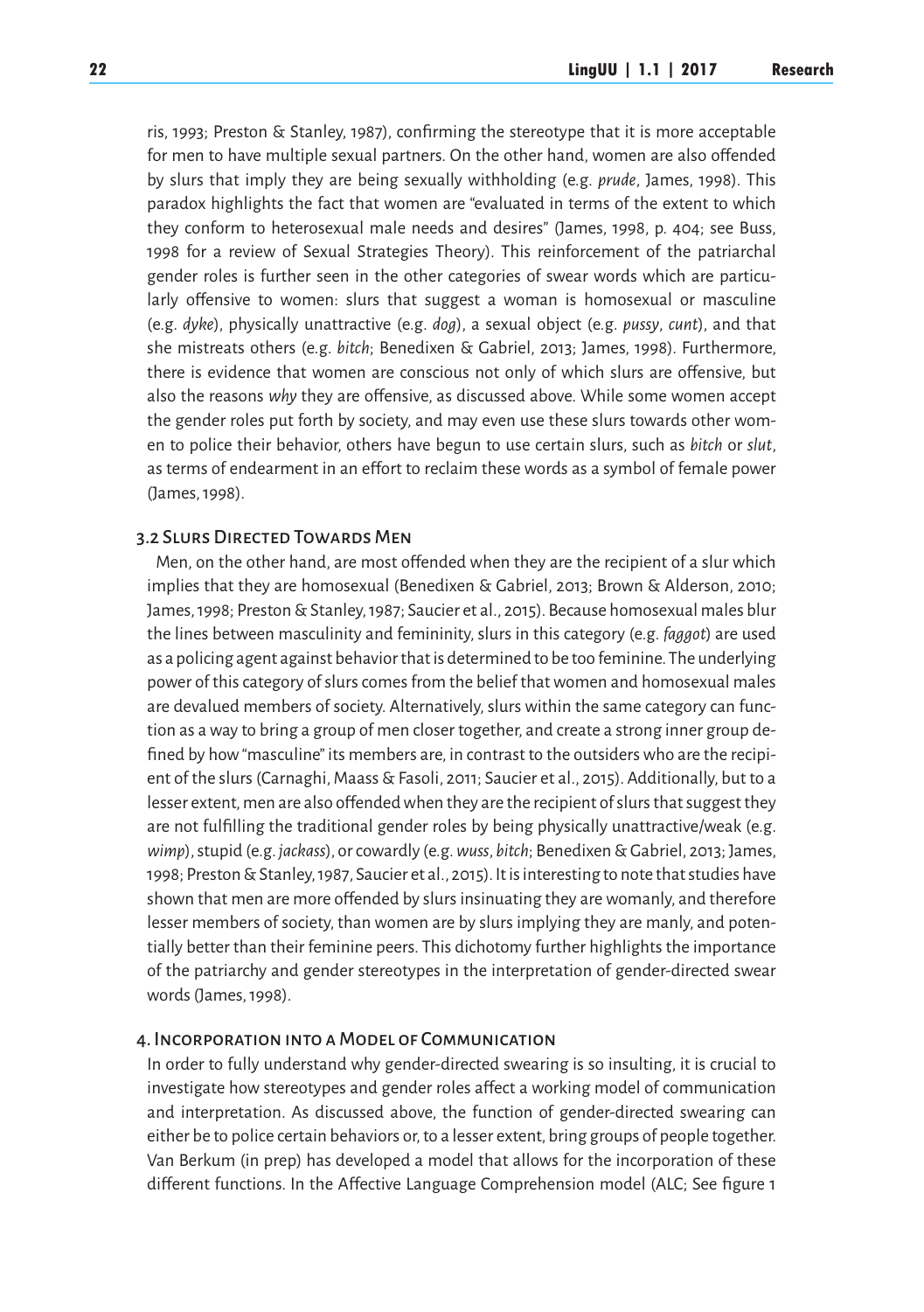ris, 1993; Preston & Stanley, 1987), confirming the stereotype that it is more acceptable for men to have multiple sexual partners. On the other hand, women are also offended by slurs that imply they are being sexually withholding (e.g. *prude*, James, 1998). This paradox highlights the fact that women are "evaluated in terms of the extent to which they conform to heterosexual male needs and desires" (James, 1998, p. 404; see Buss, 1998 for a review of Sexual Strategies Theory). This reinforcement of the patriarchal gender roles is further seen in the other categories of swear words which are particularly offensive to women: slurs that suggest a woman is homosexual or masculine (e.g. *dyke*), physically unattractive (e.g. *dog*), a sexual object (e.g. *pussy*, *cunt*), and that she mistreats others (e.g. *bitch*; Benedixen & Gabriel, 2013; James, 1998). Furthermore, there is evidence that women are conscious not only of which slurs are offensive, but also the reasons *why* they are offensive, as discussed above. While some women accept the gender roles put forth by society, and may even use these slurs towards other women to police their behavior, others have begun to use certain slurs, such as *bitch* or *slut*, as terms of endearment in an effort to reclaim these words as a symbol of female power (James, 1998).

### 3.2 Slurs Directed Towards Men

Men, on the other hand, are most offended when they are the recipient of a slur which implies that they are homosexual (Benedixen & Gabriel, 2013; Brown & Alderson, 2010; James, 1998; Preston & Stanley, 1987; Saucier et al., 2015). Because homosexual males blur the lines between masculinity and femininity, slurs in this category (e.g. *faggot*) are used as a policing agent against behavior that is determined to be too feminine. The underlying power of this category of slurs comes from the belief that women and homosexual males are devalued members of society. Alternatively, slurs within the same category can function as a way to bring a group of men closer together, and create a strong inner group defined by how "masculine" its members are, in contrast to the outsiders who are the recipient of the slurs (Carnaghi, Maass & Fasoli, 2011; Saucier et al., 2015). Additionally, but to a lesser extent, men are also offended when they are the recipient of slurs that suggest they are not fulfilling the traditional gender roles by being physically unattractive/weak (e.g. *wimp*), stupid (e.g. *jackass*), or cowardly (e.g. *wuss*, *bitch*; Benedixen & Gabriel, 2013; James, 1998; Preston & Stanley, 1987, Saucier et al., 2015). It is interesting to note that studies have shown that men are more offended by slurs insinuating they are womanly, and therefore lesser members of society, than women are by slurs implying they are manly, and potentially better than their feminine peers. This dichotomy further highlights the importance of the patriarchy and gender stereotypes in the interpretation of gender-directed swear words (James, 1998).

## 4. Incorporation into a Model of Communication

In order to fully understand why gender-directed swearing is so insulting, it is crucial to investigate how stereotypes and gender roles affect a working model of communication and interpretation. As discussed above, the function of gender-directed swearing can either be to police certain behaviors or, to a lesser extent, bring groups of people together. Van Berkum (in prep) has developed a model that allows for the incorporation of these different functions. In the Affective Language Comprehension model (ALC; See figure 1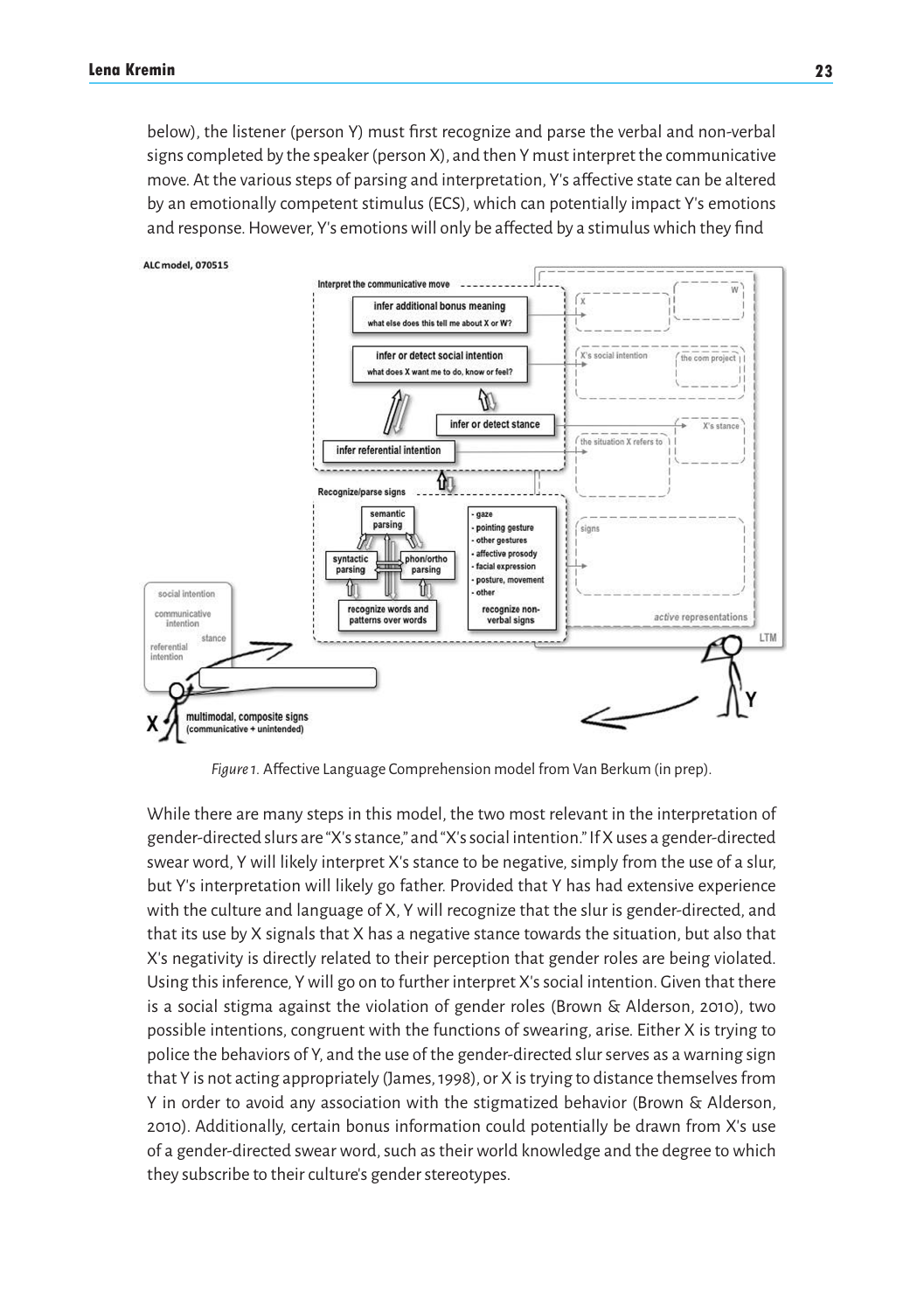below), the listener (person Y) must first recognize and parse the verbal and non-verbal signs completed by the speaker (person X), and then Y must interpret the communicative move. At the various steps of parsing and interpretation, Y's affective state can be altered by an emotionally competent stimulus (ECS), which can potentially impact Y's emotions and response. However, Y's emotions will only be affected by a stimulus which they find

*Figure 1.* Affective Language Comprehension model from Van Berkum (in prep).

While there are many steps in this model, the two most relevant in the interpretation of gender-directed slurs are "X's stance," and "X's social intention." If X uses a gender-directed swear word, Y will likely interpret X's stance to be negative, simply from the use of a slur, but Y's interpretation will likely go father. Provided that Y has had extensive experience with the culture and language of X, Y will recognize that the slur is gender-directed, and that its use by X signals that X has a negative stance towards the situation, but also that X's negativity is directly related to their perception that gender roles are being violated. Using this inference, Y will go on to further interpret X's social intention. Given that there is a social stigma against the violation of gender roles (Brown & Alderson, 2010), two possible intentions, congruent with the functions of swearing, arise. Either X is trying to police the behaviors of Y, and the use of the gender-directed slur serves as a warning sign that Y is not acting appropriately (James, 1998), or X is trying to distance themselves from Y in order to avoid any association with the stigmatized behavior (Brown & Alderson, 2010). Additionally, certain bonus information could potentially be drawn from X's use of a gender-directed swear word, such as their world knowledge and the degree to which they subscribe to their culture's gender stereotypes.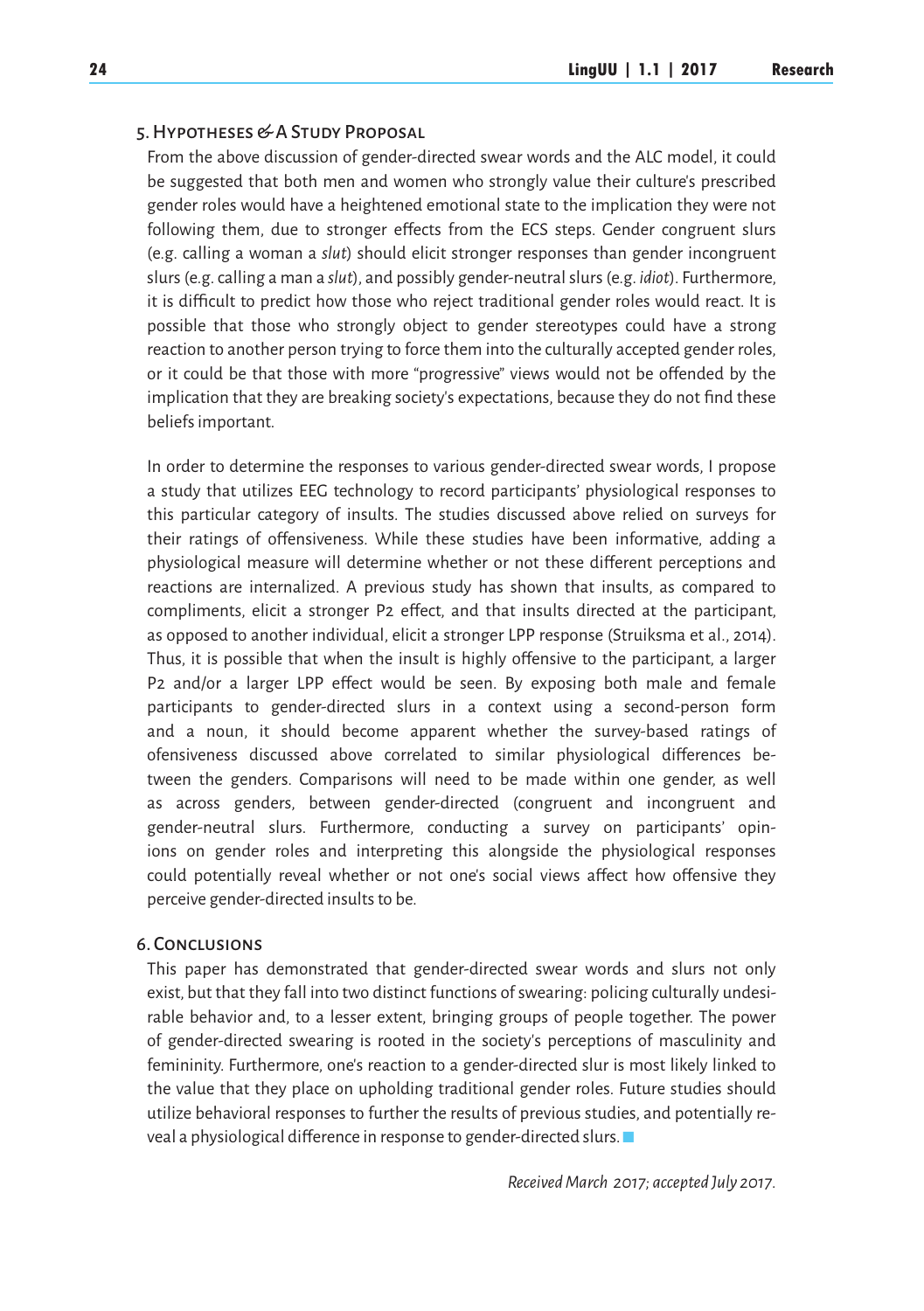## 5. Hypotheses & A Study Proposal

From the above discussion of gender-directed swear words and the ALC model, it could be suggested that both men and women who strongly value their culture's prescribed gender roles would have a heightened emotional state to the implication they were not following them, due to stronger effects from the ECS steps. Gender congruent slurs (e.g. calling a woman a *slut*) should elicit stronger responses than gender incongruent slurs (e.g. calling a man a *slut*), and possibly gender-neutral slurs (e.g. *idiot*). Furthermore, it is difficult to predict how those who reject traditional gender roles would react. It is possible that those who strongly object to gender stereotypes could have a strong reaction to another person trying to force them into the culturally accepted gender roles, or it could be that those with more "progressive" views would not be offended by the implication that they are breaking society's expectations, because they do not find these beliefs important.

In order to determine the responses to various gender-directed swear words, I propose a study that utilizes EEG technology to record participants' physiological responses to this particular category of insults. The studies discussed above relied on surveys for their ratings of offensiveness. While these studies have been informative, adding a physiological measure will determine whether or not these different perceptions and reactions are internalized. A previous study has shown that insults, as compared to compliments, elicit a stronger P2 effect, and that insults directed at the participant, as opposed to another individual, elicit a stronger LPP response (Struiksma et al., 2014). Thus, it is possible that when the insult is highly offensive to the participant, a larger P2 and/or a larger LPP effect would be seen. By exposing both male and female participants to gender-directed slurs in a context using a second-person form and a noun, it should become apparent whether the survey-based ratings of ofensiveness discussed above correlated to similar physiological differences between the genders. Comparisons will need to be made within one gender, as well as across genders, between gender-directed (congruent and incongruent and gender-neutral slurs. Furthermore, conducting a survey on participants' opinions on gender roles and interpreting this alongside the physiological responses could potentially reveal whether or not one's social views affect how offensive they perceive gender-directed insults to be.

## 6. Conclusions

This paper has demonstrated that gender-directed swear words and slurs not only exist, but that they fall into two distinct functions of swearing: policing culturally undesirable behavior and, to a lesser extent, bringing groups of people together. The power of gender-directed swearing is rooted in the society's perceptions of masculinity and femininity. Furthermore, one's reaction to a gender-directed slur is most likely linked to the value that they place on upholding traditional gender roles. Future studies should utilize behavioral responses to further the results of previous studies, and potentially reveal a physiological difference in response to gender-directed slurs. ■

*Received March 2017; accepted July 2017.*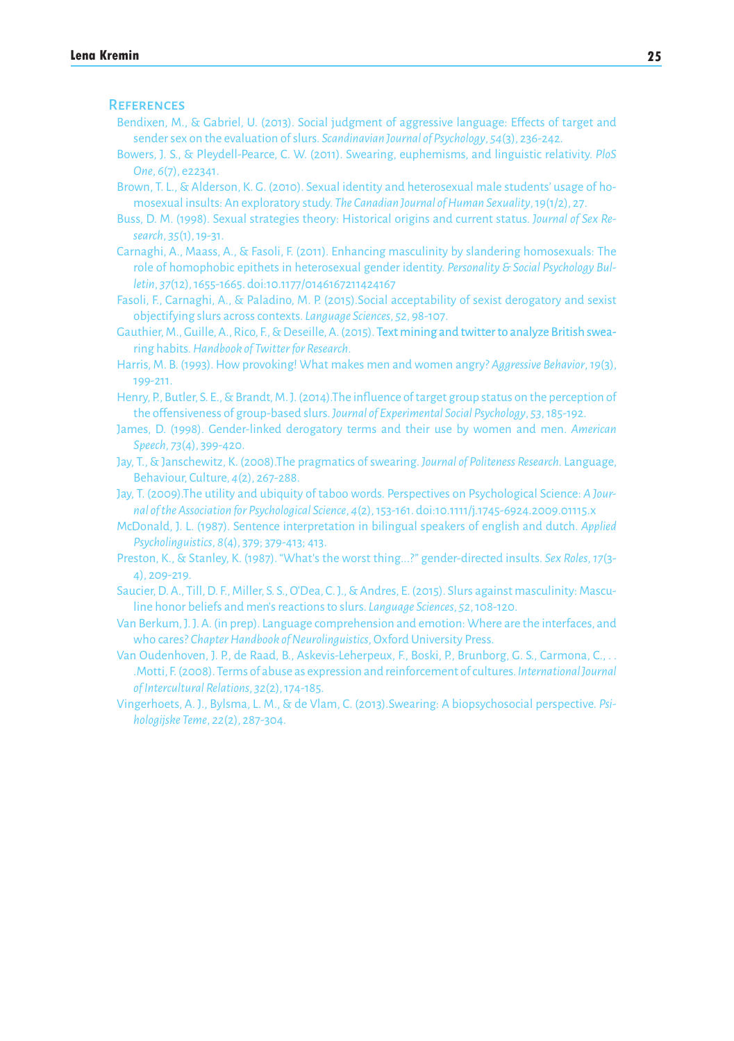## References

Bendixen, M., & Gabriel, U. (2013). Social judgment of aggressive language: Effects of target and sender sex on the evaluation of slurs. *Scandinavian Journal of Psychology*, *54*(3), 236-242.

Bowers, J. S., & Pleydell-Pearce, C. W. (2011). Swearing, euphemisms, and linguistic relativity. *PloS One*, *6*(7), e22341.

Brown, T. L., & Alderson, K. G. (2010). Sexual identity and heterosexual male students' usage of homosexual insults: An exploratory study. *The Canadian Journal of Human Sexuality*, 19(1/2), 27.

Buss, D. M. (1998). Sexual strategies theory: Historical origins and current status. *Journal of Sex Research*, *35*(1), 19-31.

Carnaghi, A., Maass, A., & Fasoli, F. (2011). Enhancing masculinity by slandering homosexuals: The role of homophobic epithets in heterosexual gender identity. *Personality & Social Psychology Bulletin*, *37*(12), 1655-1665. doi:10.1177/0146167211424167

Fasoli, F., Carnaghi, A., & Paladino, M. P. (2015).Social acceptability of sexist derogatory and sexist objectifying slurs across contexts. *Language Sciences*, *52*, 98-107.

Gauthier, M., Guille, A., Rico, F., & Deseille, A. (2015). Text mining and twitter to analyze British swearing habits. *Handbook of Twitter for Research*.

Harris, M. B. (1993). How provoking! What makes men and women angry? *Aggressive Behavior*, *19*(3), 199-211.

Henry, P., Butler, S. E., & Brandt, M. J. (2014).The influence of target group status on the perception of the offensiveness of group-based slurs. *Journal of Experimental Social Psychology*, *53*, 185-192.

James, D. (1998). Gender-linked derogatory terms and their use by women and men. *American Speech*, *73*(4), 399-420.

Jay, T., & Janschewitz, K. (2008).The pragmatics of swearing. *Journal of Politeness Research*. Language, Behaviour, Culture, *4*(2), 267-288.

Jay, T. (2009).The utility and ubiquity of taboo words. Perspectives on Psychological Science: *A Journal of the Association for Psychological Science*, *4*(2), 153-161. doi:10.1111/j.1745-6924.2009.01115.x

McDonald, J. L. (1987). Sentence interpretation in bilingual speakers of english and dutch. *Applied Psycholinguistics*, *8*(4), 379; 379-413; 413.

Preston, K., & Stanley, K. (1987). "What's the worst thing...?" gender-directed insults. *Sex Roles*, *17*(3-4), 209-219.

Saucier, D. A., Till, D. F., Miller, S. S., O'Dea, C. J., & Andres, E. (2015). Slurs against masculinity: Masculine honor beliefs and men's reactions to slurs. *Language Sciences*, *52*, 108-120.

Van Berkum, J. J. A. (in prep). Language comprehension and emotion: Where are the interfaces, and who cares? *Chapter Handbook of Neurolinguistics*, Oxford University Press.

Van Oudenhoven, J. P., de Raad, B., Askevis-Leherpeux, F., Boski, P., Brunborg, G. S., Carmona, C., . . .Motti, F. (2008). Terms of abuse as expression and reinforcement of cultures. *International Journal of Intercultural Relations*, *32*(2), 174-185.

Vingerhoets, A. J., Bylsma, L. M., & de Vlam, C. (2013).Swearing: A biopsychosocial perspective. *Psihologijske Teme*, *22*(2), 287-304.